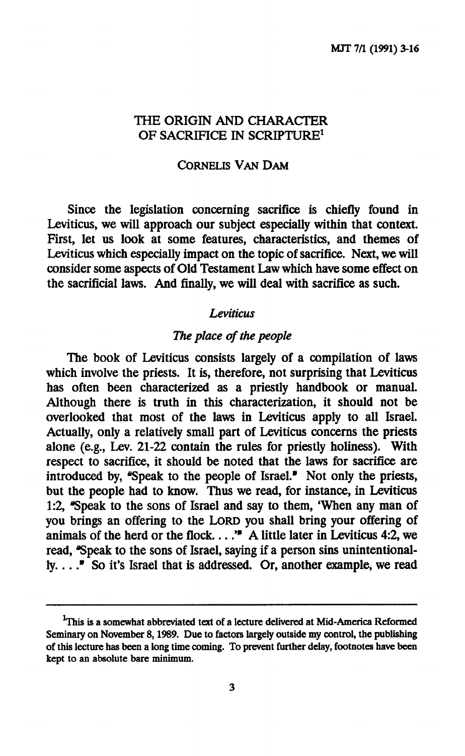# THE ORIGIN AND CHARACTER OF SACRIFICE IN SCRIPTURE[1]

CORNELIS VAN DAM

Since the legislation concerning sacrifice is chiefly found in Leviticus, we will approach our subject especially within that context. First, let us look at some features, characteristics, and themes of Leviticus which especially impact on the topic of sacrifice. Next, we will consider some aspects of Old Testament Law which have some effect on the sacrificial laws. And finally, we will deal with sacrifice as such.

## *Leviticus*

### *The place of the people*

The book of Leviticus consists largely of a compilation of laws which involve the priests. It is, therefore, not surprising that Leviticus has often been characterized as a priestly handbook or manual. Although there is truth in this characterization, it should not be overlooked that most of the laws in Leviticus apply to all Israel. Actually, only a relatively small part of Leviticus concerns the priests alone (e.g., Lev. 21-22 contain the rules for priestly holiness). With respect to sacrifice, it should be noted that the laws for sacrifice are introduced by, "Speak to the people of Israel." Not only the priests, but the people had to know. Thus we read, for instance, in Leviticus 1:2, "Speak to the sons of Israel and say to them, 'When any man of you brings an offering to the LORD you shall bring your offering of animals of the herd or the flock. . . .'" A little later in Leviticus 4:2, we read, "Speak to the sons of Israel, saying if a person sins unintentionally. . . ." So it's Israel that is addressed. Or, another example, we read

---

[1]This is a somewhat abbreviated text of a lecture delivered at Mid-America Reformed Seminary on November 8, 1989. Due to factors largely outside my control, the publishing of this lecture has been a long time coming. To prevent further delay, footnotes have been kept to an absolute bare minimum.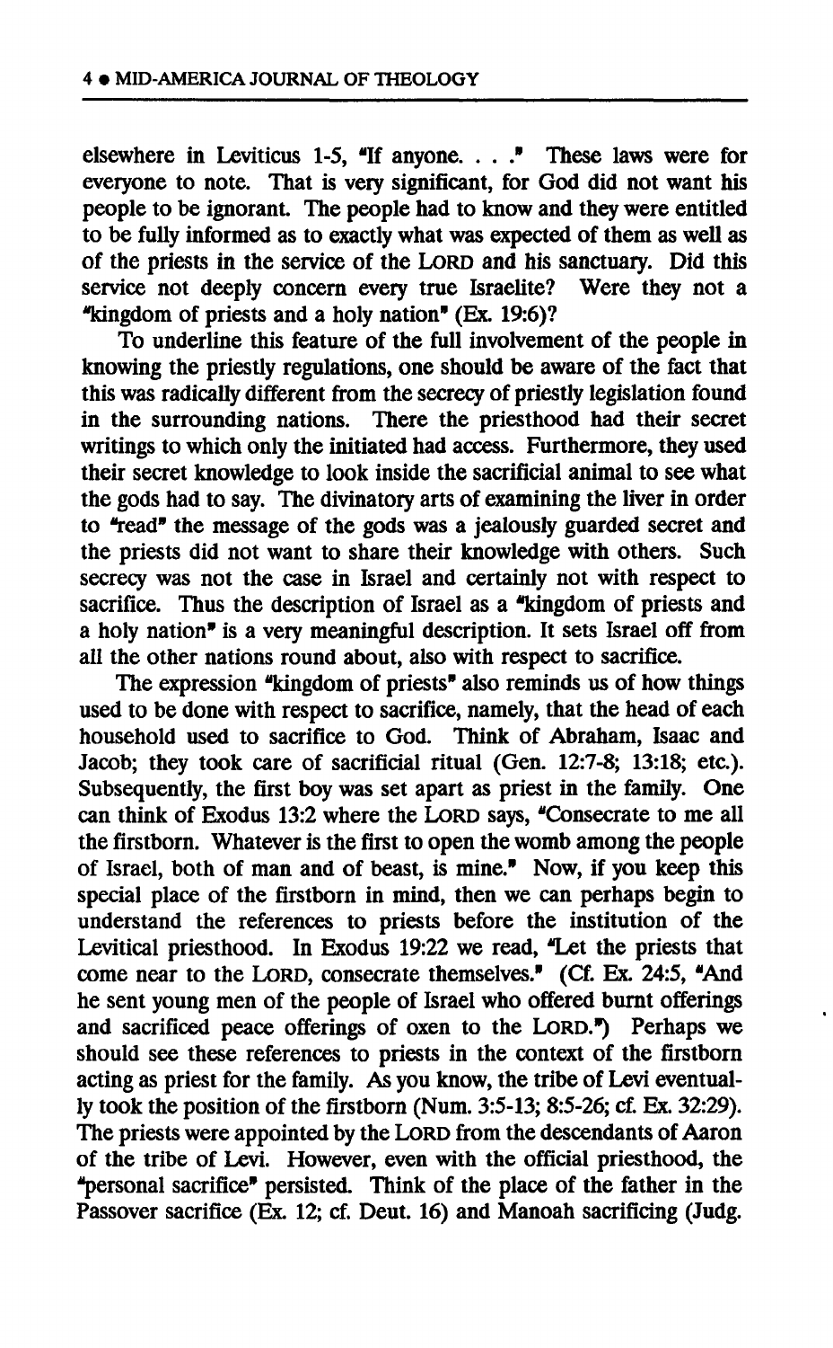elsewhere in Leviticus 1-5, "If anyone. . . ." These laws were for everyone to note. That is very significant, for God did not want his people to be ignorant. The people had to know and they were entitled to be fully informed as to exactly what was expected of them as well as of the priests in the service of the LORD and his sanctuary. Did this service not deeply concern every true Israelite? Were they not a "kingdom of priests and a holy nation" (Ex. 19:6)?

To underline this feature of the full involvement of the people in knowing the priestly regulations, one should be aware of the fact that this was radically different from the secrecy of priestly legislation found in the surrounding nations. There the priesthood had their secret writings to which only the initiated had access. Furthermore, they used their secret knowledge to look inside the sacrificial animal to see what the gods had to say. The divinatory arts of examining the liver in order to "read" the message of the gods was a jealously guarded secret and the priests did not want to share their knowledge with others. Such secrecy was not the case in Israel and certainly not with respect to sacrifice. Thus the description of Israel as a "kingdom of priests and a holy nation" is a very meaningful description. It sets Israel off from all the other nations round about, also with respect to sacrifice.

The expression "kingdom of priests" also reminds us of how things used to be done with respect to sacrifice, namely, that the head of each household used to sacrifice to God. Think of Abraham, Isaac and Jacob; they took care of sacrificial ritual (Gen. 12:7-8; 13:18; etc.). Subsequently, the first boy was set apart as priest in the family. One can think of Exodus 13:2 where the LORD says, "Consecrate to me all the firstborn. Whatever is the first to open the womb among the people of Israel, both of man and of beast, is mine." Now, if you keep this special place of the firstborn in mind, then we can perhaps begin to understand the references to priests before the institution of the Levitical priesthood. In Exodus 19:22 we read, "Let the priests that come near to the LORD, consecrate themselves." (Cf. Ex. 24:5, "And he sent young men of the people of Israel who offered burnt offerings and sacrificed peace offerings of oxen to the LORD.") Perhaps we should see these references to priests in the context of the firstborn acting as priest for the family. As you know, the tribe of Levi eventually took the position of the firstborn (Num. 3:5-13; 8:5-26; cf. Ex. 32:29). The priests were appointed by the LORD from the descendants of Aaron of the tribe of Levi. However, even with the official priesthood, the "personal sacrifice" persisted. Think of the place of the father in the Passover sacrifice (Ex. 12; cf. Deut. 16) and Manoah sacrificing (Judg.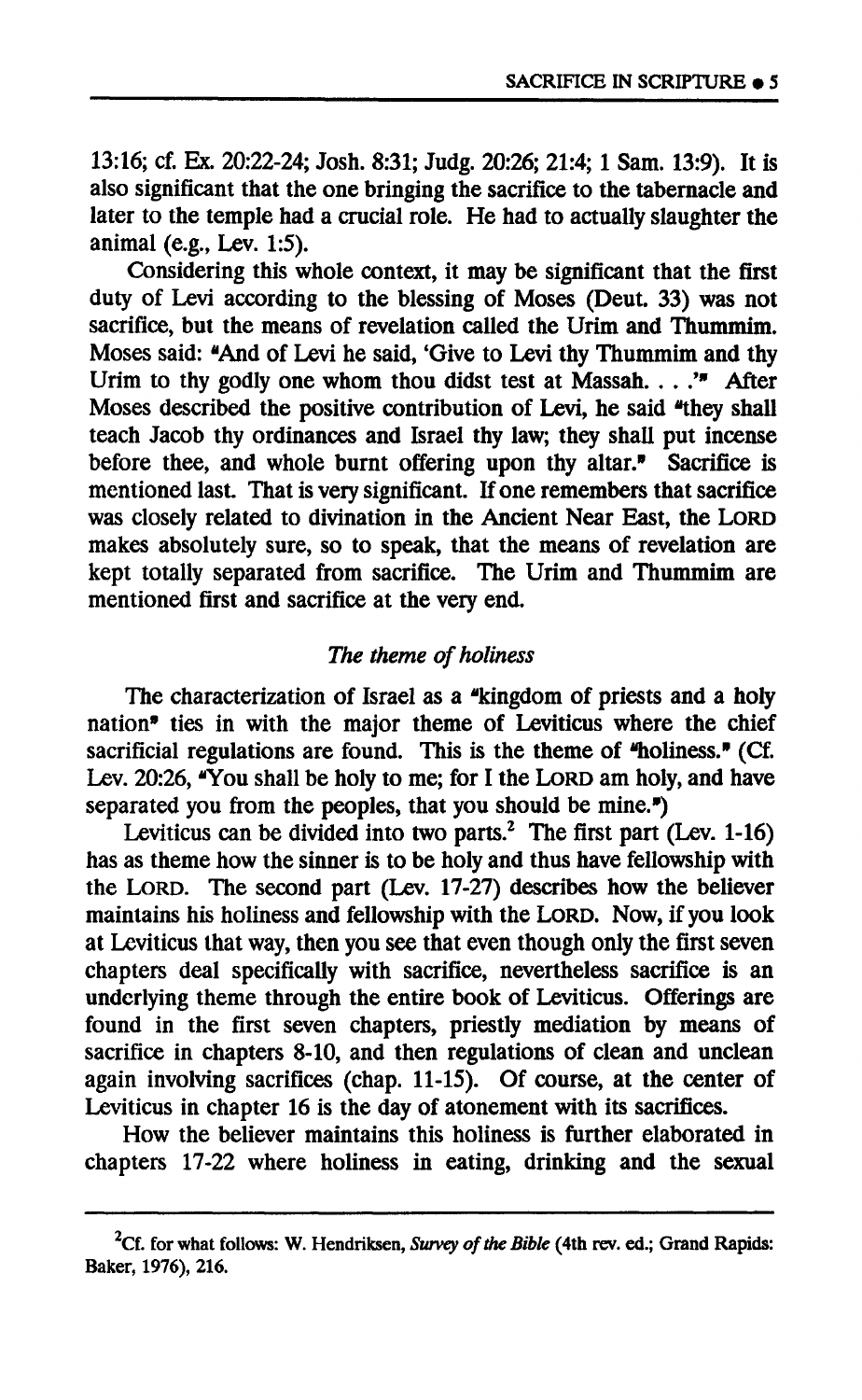13:16; cf. Ex. 20:22-24; Josh. 8:31; Judg. 20:26; 21:4; 1 Sam. 13:9). It is also significant that the one bringing the sacrifice to the tabernacle and later to the temple had a crucial role. He had to actually slaughter the animal (e.g., Lev. 1:5).

Considering this whole context, it may be significant that the first duty of Levi according to the blessing of Moses (Deut. 33) was not sacrifice, but the means of revelation called the Urim and Thummim. Moses said: "And of Levi he said, 'Give to Levi thy Thummim and thy Urim to thy godly one whom thou didst test at Massah. . . .'" After Moses described the positive contribution of Levi, he said "they shall teach Jacob thy ordinances and Israel thy law; they shall put incense before thee, and whole burnt offering upon thy altar." Sacrifice is mentioned last. That is very significant. If one remembers that sacrifice was closely related to divination in the Ancient Near East, the LORD makes absolutely sure, so to speak, that the means of revelation are kept totally separated from sacrifice. The Urim and Thummim are mentioned first and sacrifice at the very end.

### *The theme of holiness*

The characterization of Israel as a "kingdom of priests and a holy nation" ties in with the major theme of Leviticus where the chief sacrificial regulations are found. This is the theme of "holiness." (Cf. Lev. 20:26, "You shall be holy to me; for I the LORD am holy, and have separated you from the peoples, that you should be mine.")

Leviticus can be divided into two parts.[2] The first part (Lev. 1-16) has as theme how the sinner is to be holy and thus have fellowship with the LORD. The second part (Lev. 17-27) describes how the believer maintains his holiness and fellowship with the LORD. Now, if you look at Leviticus that way, then you see that even though only the first seven chapters deal specifically with sacrifice, nevertheless sacrifice is an underlying theme through the entire book of Leviticus. Offerings are found in the first seven chapters, priestly mediation by means of sacrifice in chapters 8-10, and then regulations of clean and unclean again involving sacrifices (chap. 11-15). Of course, at the center of Leviticus in chapter 16 is the day of atonement with its sacrifices.

How the believer maintains this holiness is further elaborated in chapters 17-22 where holiness in eating, drinking and the sexual

---

[2]Cf. for what follows: W. Hendriksen, *Survey of the Bible* (4th rev. ed.; Grand Rapids: Baker, 1976), 216.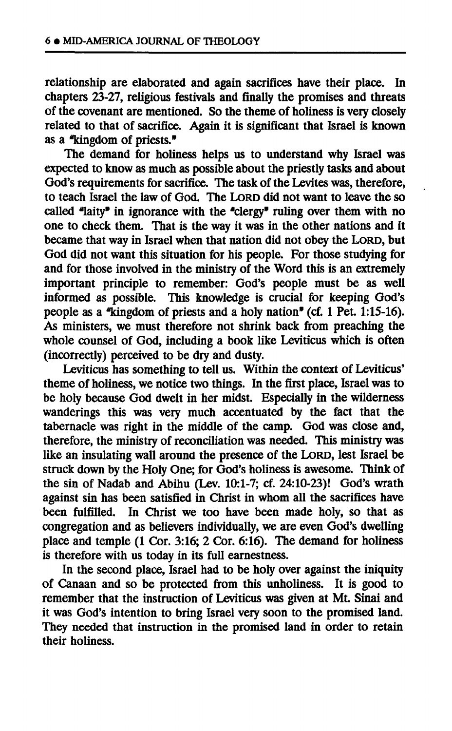relationship are elaborated and again sacrifices have their place. In chapters 23-27, religious festivals and finally the promises and threats of the covenant are mentioned. So the theme of holiness is very closely related to that of sacrifice. Again it is significant that Israel is known as a "kingdom of priests."

The demand for holiness helps us to understand why Israel was expected to know as much as possible about the priestly tasks and about God's requirements for sacrifice. The task of the Levites was, therefore, to teach Israel the law of God. The LORD did not want to leave the so called "laity" in ignorance with the "clergy" ruling over them with no one to check them. That is the way it was in the other nations and it became that way in Israel when that nation did not obey the LORD, but God did not want this situation for his people. For those studying for and for those involved in the ministry of the Word this is an extremely important principle to remember: God's people must be as well informed as possible. This knowledge is crucial for keeping God's people as a "kingdom of priests and a holy nation" (cf. 1 Pet. 1:15-16). As ministers, we must therefore not shrink back from preaching the whole counsel of God, including a book like Leviticus which is often (incorrectly) perceived to be dry and dusty.

Leviticus has something to tell us. Within the context of Leviticus' theme of holiness, we notice two things. In the first place, Israel was to be holy because God dwelt in her midst. Especially in the wilderness wanderings this was very much accentuated by the fact that the tabernacle was right in the middle of the camp. God was close and, therefore, the ministry of reconciliation was needed. This ministry was like an insulating wall around the presence of the LORD, lest Israel be struck down by the Holy One; for God's holiness is awesome. Think of the sin of Nadab and Abihu (Lev. 10:1-7; cf. 24:10-23)! God's wrath against sin has been satisfied in Christ in whom all the sacrifices have been fulfilled. In Christ we too have been made holy, so that as congregation and as believers individually, we are even God's dwelling place and temple (1 Cor. 3:16; 2 Cor. 6:16). The demand for holiness is therefore with us today in its full earnestness.

In the second place, Israel had to be holy over against the iniquity of Canaan and so be protected from this unholiness. It is good to remember that the instruction of Leviticus was given at Mt. Sinai and it was God's intention to bring Israel very soon to the promised land. They needed that instruction in the promised land in order to retain their holiness.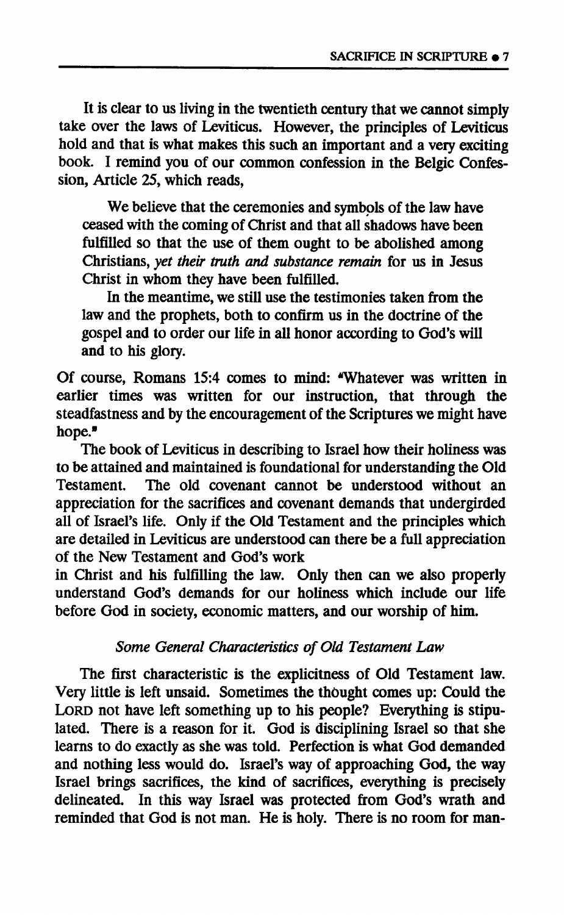It is clear to us living in the twentieth century that we cannot simply take over the laws of Leviticus. However, the principles of Leviticus hold and that is what makes this such an important and a very exciting book. I remind you of our common confession in the Belgic Confession, Article 25, which reads,

> We believe that the ceremonies and symbols of the law have ceased with the coming of Christ and that all shadows have been fulfilled so that the use of them ought to be abolished among Christians, *yet their truth and substance remain* for us in Jesus Christ in whom they have been fulfilled.
>
> In the meantime, we still use the testimonies taken from the law and the prophets, both to confirm us in the doctrine of the gospel and to order our life in all honor according to God's will and to his glory.

Of course, Romans 15:4 comes to mind: "Whatever was written in earlier times was written for our instruction, that through the steadfastness and by the encouragement of the Scriptures we might have hope."

The book of Leviticus in describing to Israel how their holiness was to be attained and maintained is foundational for understanding the Old Testament. The old covenant cannot be understood without an appreciation for the sacrifices and covenant demands that undergirded all of Israel's life. Only if the Old Testament and the principles which are detailed in Leviticus are understood can there be a full appreciation of the New Testament and God's work in Christ and his fulfilling the law. Only then can we also properly understand God's demands for our holiness which include our life before God in society, economic matters, and our worship of him.

### *Some General Characteristics of Old Testament Law*

The first characteristic is the explicitness of Old Testament law. Very little is left unsaid. Sometimes the thought comes up: Could the LORD not have left something up to his people? Everything is stipulated. There is a reason for it. God is disciplining Israel so that she learns to do exactly as she was told. Perfection is what God demanded and nothing less would do. Israel's way of approaching God, the way Israel brings sacrifices, the kind of sacrifices, everything is precisely delineated. In this way Israel was protected from God's wrath and reminded that God is not man. He is holy. There is no room for man-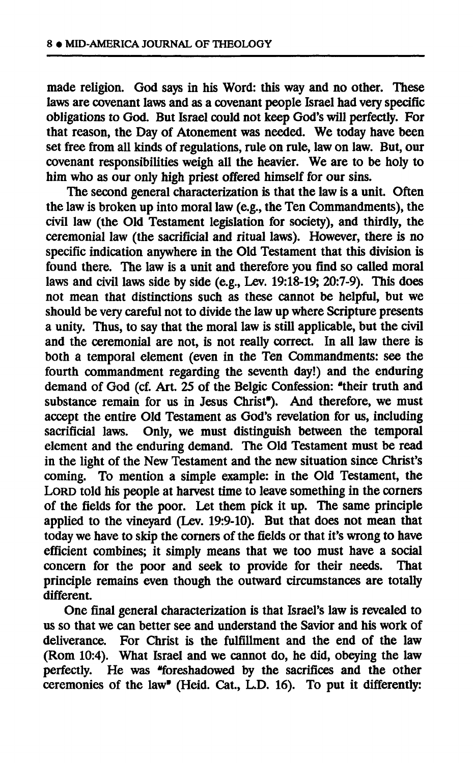made religion. God says in his Word: this way and no other. These laws are covenant laws and as a covenant people Israel had very specific obligations to God. But Israel could not keep God's will perfectly. For that reason, the Day of Atonement was needed. We today have been set free from all kinds of regulations, rule on rule, law on law. But, our covenant responsibilities weigh all the heavier. We are to be holy to him who as our only high priest offered himself for our sins.

The second general characterization is that the law is a unit. Often the law is broken up into moral law (e.g., the Ten Commandments), the civil law (the Old Testament legislation for society), and thirdly, the ceremonial law (the sacrificial and ritual laws). However, there is no specific indication anywhere in the Old Testament that this division is found there. The law is a unit and therefore you find so called moral laws and civil laws side by side (e.g., Lev. 19:18-19; 20:7-9). This does not mean that distinctions such as these cannot be helpful, but we should be very careful not to divide the law up where Scripture presents a unity. Thus, to say that the moral law is still applicable, but the civil and the ceremonial are not, is not really correct. In all law there is both a temporal element (even in the Ten Commandments: see the fourth commandment regarding the seventh day!) and the enduring demand of God (cf. Art. 25 of the Belgic Confession: "their truth and substance remain for us in Jesus Christ"). And therefore, we must accept the entire Old Testament as God's revelation for us, including sacrificial laws. Only, we must distinguish between the temporal element and the enduring demand. The Old Testament must be read in the light of the New Testament and the new situation since Christ's coming. To mention a simple example: in the Old Testament, the LORD told his people at harvest time to leave something in the corners of the fields for the poor. Let them pick it up. The same principle applied to the vineyard (Lev. 19:9-10). But that does not mean that today we have to skip the corners of the fields or that it's wrong to have efficient combines; it simply means that we too must have a social concern for the poor and seek to provide for their needs. That principle remains even though the outward circumstances are totally different.

One final general characterization is that Israel's law is revealed to us so that we can better see and understand the Savior and his work of deliverance. For Christ is the fulfillment and the end of the law (Rom 10:4). What Israel and we cannot do, he did, obeying the law perfectly. He was "foreshadowed by the sacrifices and the other ceremonies of the law" (Heid. Cat., L.D. 16). To put it differently: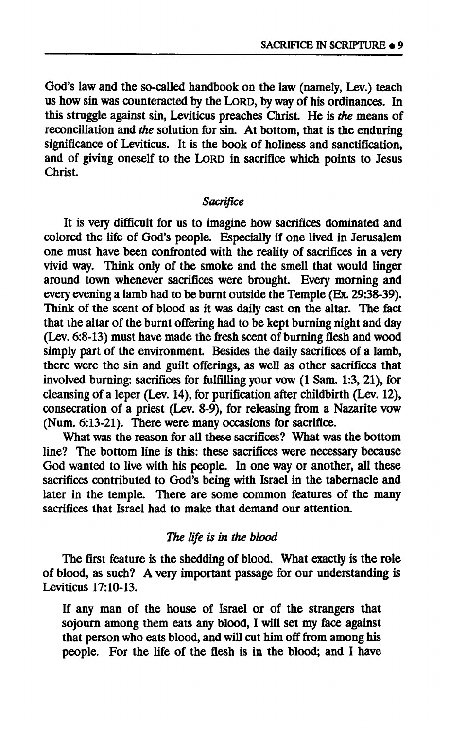God's law and the so-called handbook on the law (namely, Lev.) teach us how sin was counteracted by the LORD, by way of his ordinances. In this struggle against sin, Leviticus preaches Christ. He is *the* means of reconciliation and *the* solution for sin. At bottom, that is the enduring significance of Leviticus. It is the book of holiness and sanctification, and of giving oneself to the LORD in sacrifice which points to Jesus Christ.

### *Sacrifice*

It is very difficult for us to imagine how sacrifices dominated and colored the life of God's people. Especially if one lived in Jerusalem one must have been confronted with the reality of sacrifices in a very vivid way. Think only of the smoke and the smell that would linger around town whenever sacrifices were brought. Every morning and every evening a lamb had to be burnt outside the Temple (Ex. 29:38-39). Think of the scent of blood as it was daily cast on the altar. The fact that the altar of the burnt offering had to be kept burning night and day (Lev. 6:8-13) must have made the fresh scent of burning flesh and wood simply part of the environment. Besides the daily sacrifices of a lamb, there were the sin and guilt offerings, as well as other sacrifices that involved burning: sacrifices for fulfilling your vow (1 Sam. 1:3, 21), for cleansing of a leper (Lev. 14), for purification after childbirth (Lev. 12), consecration of a priest (Lev. 8-9), for releasing from a Nazarite vow (Num. 6:13-21). There were many occasions for sacrifice.

What was the reason for all these sacrifices? What was the bottom line? The bottom line is this: these sacrifices were necessary because God wanted to live with his people. In one way or another, all these sacrifices contributed to God's being with Israel in the tabernacle and later in the temple. There are some common features of the many sacrifices that Israel had to make that demand our attention.

### *The life is in the blood*

The first feature is the shedding of blood. What exactly is the rôle of blood, as such? A very important passage for our understanding is Leviticus 17:10-13.

> If any man of the house of Israel or of the strangers that sojourn among them eats any blood, I will set my face against that person who eats blood, and will cut him off from among his people. For the life of the flesh is in the blood; and I have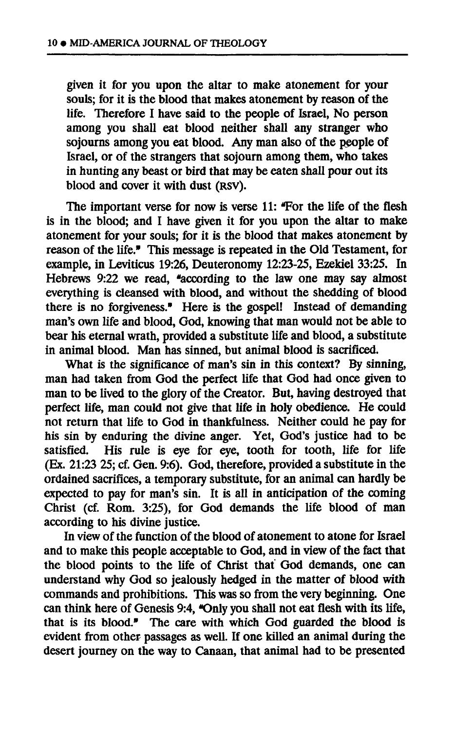given it for you upon the altar to make atonement for your souls; for it is the blood that makes atonement by reason of the life. Therefore I have said to the people of Israel, No person among you shall eat blood neither shall any stranger who sojourns among you eat blood. Any man also of the people of Israel, or of the strangers that sojourn among them, who takes in hunting any beast or bird that may be eaten shall pour out its blood and cover it with dust (RSV).

The important verse for now is verse 11: "For the life of the flesh is in the blood; and I have given it for you upon the altar to make atonement for your souls; for it is the blood that makes atonement by reason of the life." This message is repeated in the Old Testament, for example, in Leviticus 19:26, Deuteronomy 12:23-25, Ezekiel 33:25. In Hebrews 9:22 we read, "according to the law one may say almost everything is cleansed with blood, and without the shedding of blood there is no forgiveness." Here is the gospel! Instead of demanding man's own life and blood, God, knowing that man would not be able to bear his eternal wrath, provided a substitute life and blood, a substitute in animal blood. Man has sinned, but animal blood is sacrificed.

What is the significance of man's sin in this context? By sinning, man had taken from God the perfect life that God had once given to man to be lived to the glory of the Creator. But, having destroyed that perfect life, man could not give that life in holy obedience. He could not return that life to God in thankfulness. Neither could he pay for his sin by enduring the divine anger. Yet, God's justice had to be satisfied. His rule is eye for eye, tooth for tooth, life for life (Ex. 21:23 25; cf. Gen. 9:6). God, therefore, provided a substitute in the ordained sacrifices, a temporary substitute, for an animal can hardly be expected to pay for man's sin. It is all in anticipation of the coming Christ (cf. Rom. 3:25), for God demands the life blood of man according to his divine justice.

In view of the function of the blood of atonement to atone for Israel and to make this people acceptable to God, and in view of the fact that the blood points to the life of Christ that God demands, one can understand why God so jealously hedged in the matter of blood with commands and prohibitions. This was so from the very beginning. One can think here of Genesis 9:4, "Only you shall not eat flesh with its life, that is its blood." The care with which God guarded the blood is evident from other passages as well. If one killed an animal during the desert journey on the way to Canaan, that animal had to be presented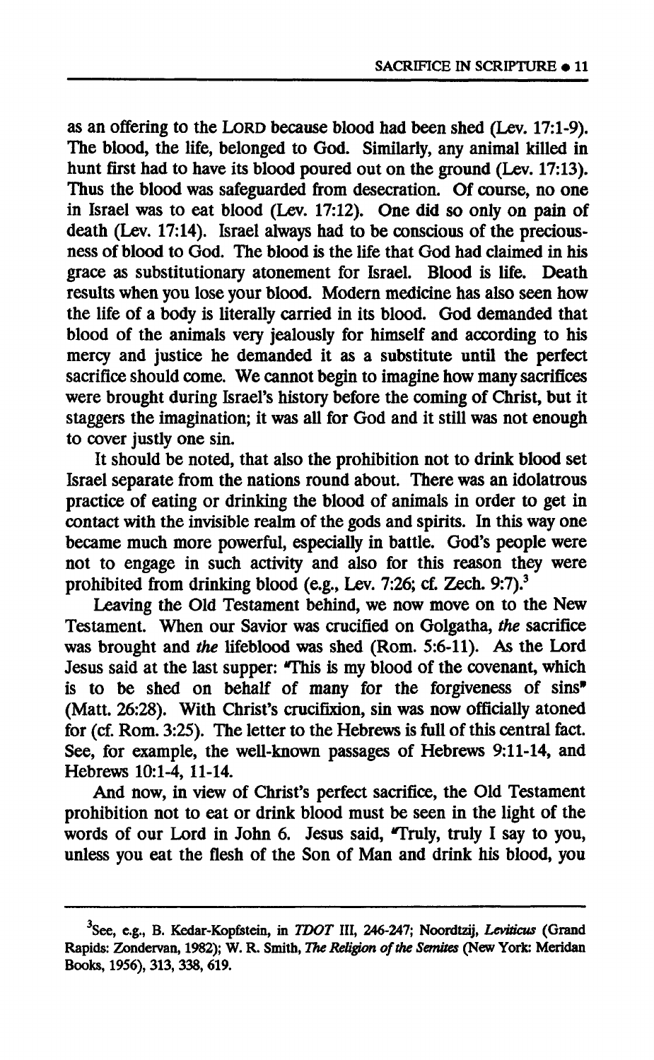as an offering to the LORD because blood had been shed (Lev. 17:1-9). The blood, the life, belonged to God. Similarly, any animal killed in hunt first had to have its blood poured out on the ground (Lev. 17:13). Thus the blood was safeguarded from desecration. Of course, no one in Israel was to eat blood (Lev. 17:12). One did so only on pain of death (Lev. 17:14). Israel always had to be conscious of the preciousness of blood to God. The blood is the life that God had claimed in his grace as substitutionary atonement for Israel. Blood is life. Death results when you lose your blood. Modern medicine has also seen how the life of a body is literally carried in its blood. God demanded that blood of the animals very jealously for himself and according to his mercy and justice he demanded it as a substitute until the perfect sacrifice should come. We cannot begin to imagine how many sacrifices were brought during Israel's history before the coming of Christ, but it staggers the imagination; it was all for God and it still was not enough to cover justly one sin.

It should be noted, that also the prohibition not to drink blood set Israel separate from the nations round about. There was an idolatrous practice of eating or drinking the blood of animals in order to get in contact with the invisible realm of the gods and spirits. In this way one became much more powerful, especially in battle. God's people were not to engage in such activity and also for this reason they were prohibited from drinking blood (e.g., Lev. 7:26; cf. Zech. 9:7).[3]

Leaving the Old Testament behind, we now move on to the New Testament. When our Savior was crucified on Golgatha, *the* sacrifice was brought and *the* lifeblood was shed (Rom. 5:6-11). As the Lord Jesus said at the last supper: "This is my blood of the covenant, which is to be shed on behalf of many for the forgiveness of sins" (Matt. 26:28). With Christ's crucifixion, sin was now officially atoned for (cf. Rom. 3:25). The letter to the Hebrews is full of this central fact. See, for example, the well-known passages of Hebrews 9:11-14, and Hebrews 10:1-4, 11-14.

And now, in view of Christ's perfect sacrifice, the Old Testament prohibition not to eat or drink blood must be seen in the light of the words of our Lord in John 6. Jesus said, "Truly, truly I say to you, unless you eat the flesh of the Son of Man and drink his blood, you

---

[3]See, e.g., B. Kedar-Kopfstein, in *TDOT* III, 246-247; Noordtzij, *Leviticus* (Grand Rapids: Zondervan, 1982); W. R. Smith, *The Religion of the Semites* (New York: Meridan Books, 1956), 313, 338, 619.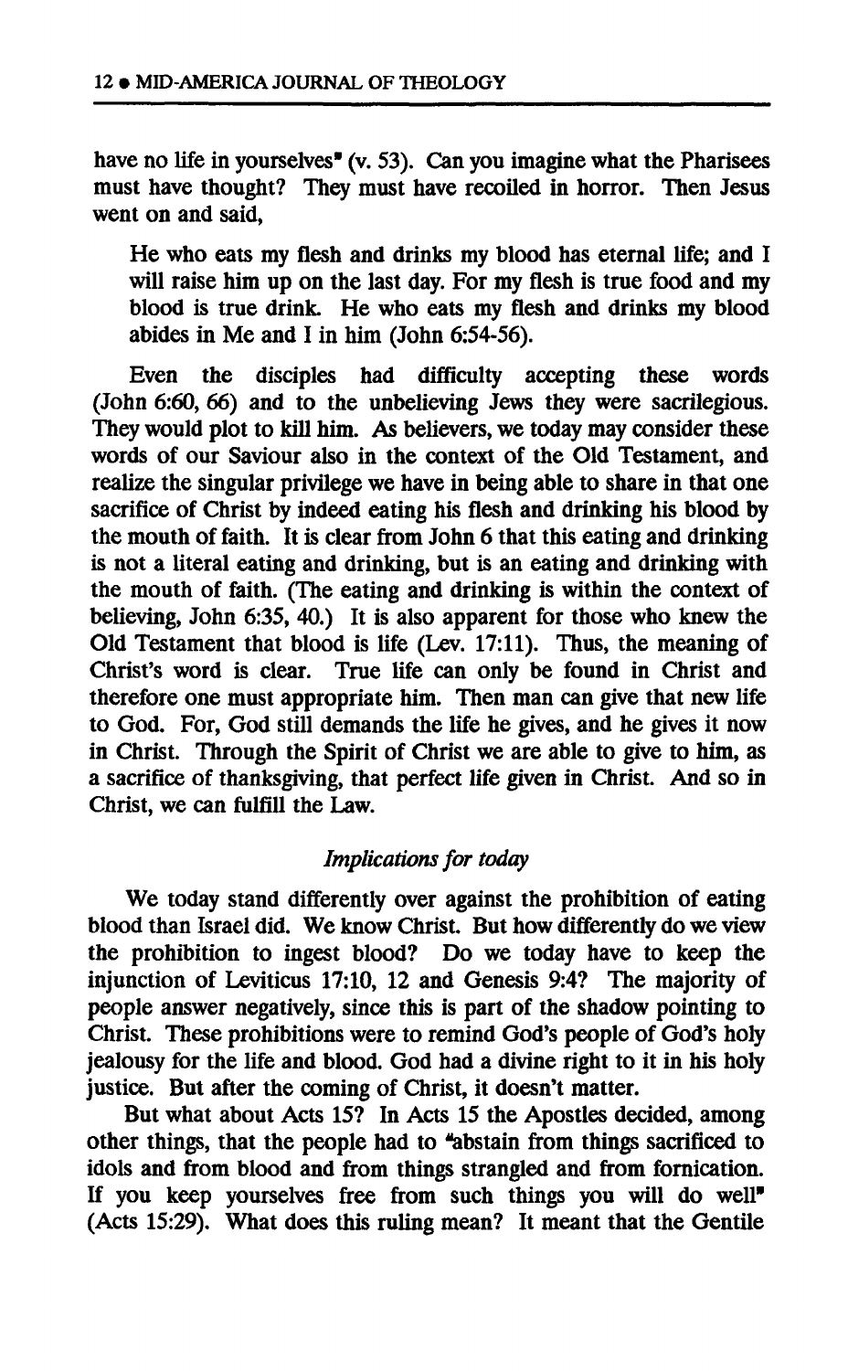have no life in yourselves" (v. 53). Can you imagine what the Pharisees must have thought? They must have recoiled in horror. Then Jesus went on and said,

> He who eats my flesh and drinks my blood has eternal life; and I will raise him up on the last day. For my flesh is true food and my blood is true drink. He who eats my flesh and drinks my blood abides in Me and I in him (John 6:54-56).

Even the disciples had difficulty accepting these words (John 6:60, 66) and to the unbelieving Jews they were sacrilegious. They would plot to kill him. As believers, we today may consider these words of our Saviour also in the context of the Old Testament, and realize the singular privilege we have in being able to share in that one sacrifice of Christ by indeed eating his flesh and drinking his blood by the mouth of faith. It is clear from John 6 that this eating and drinking is not a literal eating and drinking, but is an eating and drinking with the mouth of faith. (The eating and drinking is within the context of believing, John 6:35, 40.) It is also apparent for those who knew the Old Testament that blood is life (Lev. 17:11). Thus, the meaning of Christ's word is clear. True life can only be found in Christ and therefore one must appropriate him. Then man can give that new life to God. For, God still demands the life he gives, and he gives it now in Christ. Through the Spirit of Christ we are able to give to him, as a sacrifice of thanksgiving, that perfect life given in Christ. And so in Christ, we can fulfill the Law.

### *Implications for today*

We today stand differently over against the prohibition of eating blood than Israel did. We know Christ. But how differently do we view the prohibition to ingest blood? Do we today have to keep the injunction of Leviticus 17:10, 12 and Genesis 9:4? The majority of people answer negatively, since this is part of the shadow pointing to Christ. These prohibitions were to remind God's people of God's holy jealousy for the life and blood. God had a divine right to it in his holy justice. But after the coming of Christ, it doesn't matter.

But what about Acts 15? In Acts 15 the Apostles decided, among other things, that the people had to "abstain from things sacrificed to idols and from blood and from things strangled and from fornication. If you keep yourselves free from such things you will do well" (Acts 15:29). What does this ruling mean? It meant that the Gentile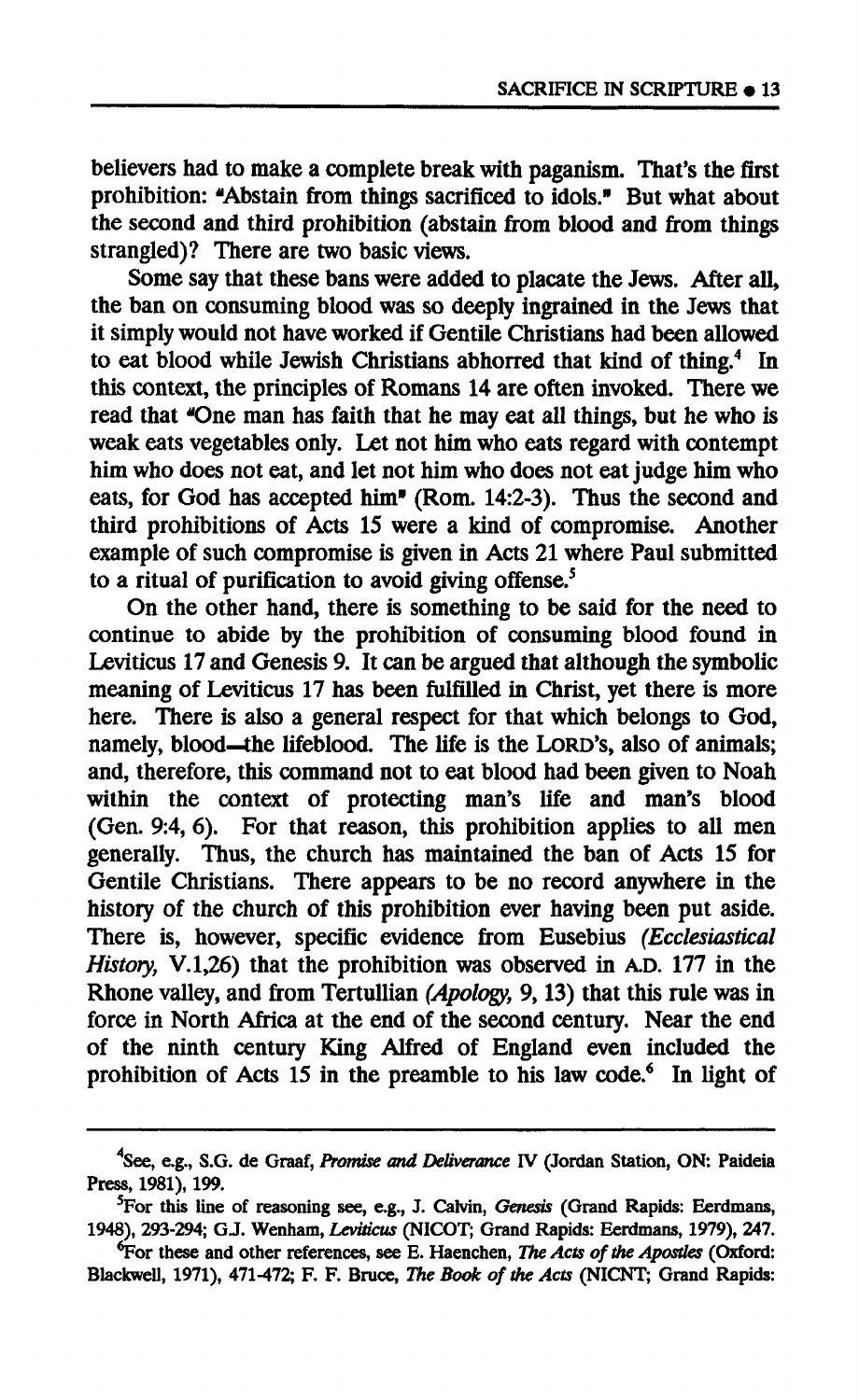believers had to make a complete break with paganism. That's the first prohibition: "Abstain from things sacrificed to idols." But what about the second and third prohibition (abstain from blood and from things strangled)? There are two basic views.

Some say that these bans were added to placate the Jews. After all, the ban on consuming blood was so deeply ingrained in the Jews that it simply would not have worked if Gentile Christians had been allowed to eat blood while Jewish Christians abhorred that kind of thing.[4] In this context, the principles of Romans 14 are often invoked. There we read that "One man has faith that he may eat all things, but he who is weak eats vegetables only. Let not him who eats regard with contempt him who does not eat, and let not him who does not eat judge him who eats, for God has accepted him" (Rom. 14:2-3). Thus the second and third prohibitions of Acts 15 were a kind of compromise. Another example of such compromise is given in Acts 21 where Paul submitted to a ritual of purification to avoid giving offense.[5]

On the other hand, there is something to be said for the need to continue to abide by the prohibition of consuming blood found in Leviticus 17 and Genesis 9. It can be argued that although the symbolic meaning of Leviticus 17 has been fulfilled in Christ, yet there is more here. There is also a general respect for that which belongs to God, namely, blood—the lifeblood. The life is the LORD's, also of animals; and, therefore, this command not to eat blood had been given to Noah within the context of protecting man's life and man's blood (Gen. 9:4, 6). For that reason, this prohibition applies to all men generally. Thus, the church has maintained the ban of Acts 15 for Gentile Christians. There appears to be no record anywhere in the history of the church of this prohibition ever having been put aside. There is, however, specific evidence from Eusebius *(Ecclesiastical History,* V.1,26) that the prohibition was observed in A.D. 177 in the Rhone valley, and from Tertullian *(Apology,* 9, 13) that this rule was in force in North Africa at the end of the second century. Near the end of the ninth century King Alfred of England even included the prohibition of Acts 15 in the preamble to his law code.[6] In light of

---

[4]See, e.g., S.G. de Graaf, *Promise and Deliverance* IV (Jordan Station, ON: Paideia Press, 1981), 199.

[5]For this line of reasoning see, e.g., J. Calvin, *Genesis* (Grand Rapids: Eerdmans, 1948), 293-294; G.J. Wenham, *Leviticus* (NICOT; Grand Rapids: Eerdmans, 1979), 247.

[6]For these and other references, see E. Haenchen, *The Acts of the Apostles* (Oxford: Blackwell, 1971), 471-472; F. F. Bruce, *The Book of the Acts* (NICNT; Grand Rapids: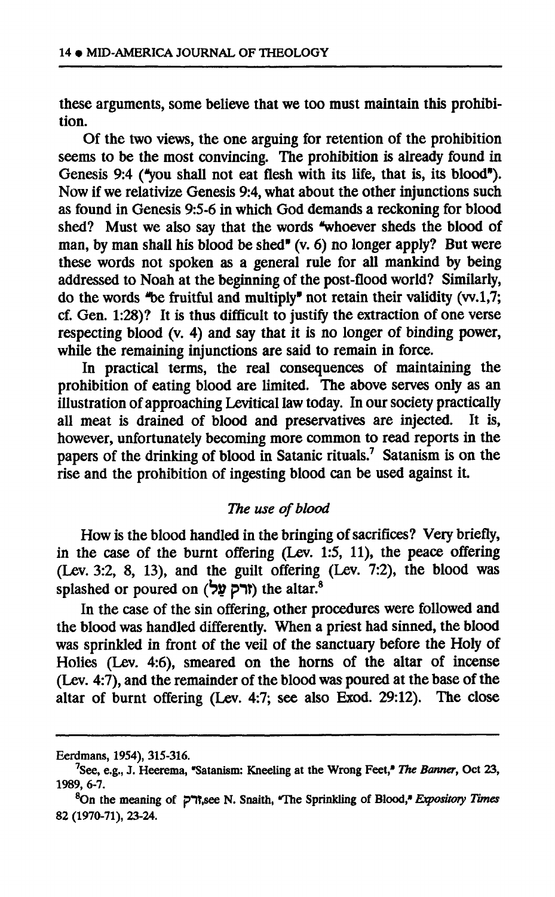these arguments, some believe that we too must maintain this prohibition.

Of the two views, the one arguing for retention of the prohibition seems to be the most convincing. The prohibition is already found in Genesis 9:4 ("you shall not eat flesh with its life, that is, its blood"). Now if we relativize Genesis 9:4, what about the other injunctions such as found in Genesis 9:5-6 in which God demands a reckoning for blood shed? Must we also say that the words "whoever sheds the blood of man, by man shall his blood be shed" (v. 6) no longer apply? But were these words not spoken as a general rule for all mankind by being addressed to Noah at the beginning of the post-flood world? Similarly, do the words "be fruitful and multiply" not retain their validity (vv.1,7; cf. Gen. 1:28)? It is thus difficult to justify the extraction of one verse respecting blood (v. 4) and say that it is no longer of binding power, while the remaining injunctions are said to remain in force.

In practical terms, the real consequences of maintaining the prohibition of eating blood are limited. The above serves only as an illustration of approaching Levitical law today. In our society practically all meat is drained of blood and preservatives are injected. It is, however, unfortunately becoming more common to read reports in the papers of the drinking of blood in Satanic rituals.[7] Satanism is on the rise and the prohibition of ingesting blood can be used against it.

*The use of blood*

How is the blood handled in the bringing of sacrifices? Very briefly, in the case of the burnt offering (Lev. 1:5, 11), the peace offering (Lev. 3:2, 8, 13), and the guilt offering (Lev. 7:2), the blood was splashed or poured on (זרק על) the altar.[8]

In the case of the sin offering, other procedures were followed and the blood was handled differently. When a priest had sinned, the blood was sprinkled in front of the veil of the sanctuary before the Holy of Holies (Lev. 4:6), smeared on the horns of the altar of incense (Lev. 4:7), and the remainder of the blood was poured at the base of the altar of burnt offering (Lev. 4:7; see also Exod. 29:12). The close

---

Eerdmans, 1954), 315-316.

[7]See, e.g., J. Heerema, "Satanism: Kneeling at the Wrong Feet," *The Banner*, Oct 23, 1989, 6-7.

[8]On the meaning of זרק, see N. Snaith, "The Sprinkling of Blood," *Expository Times* 82 (1970-71), 23-24.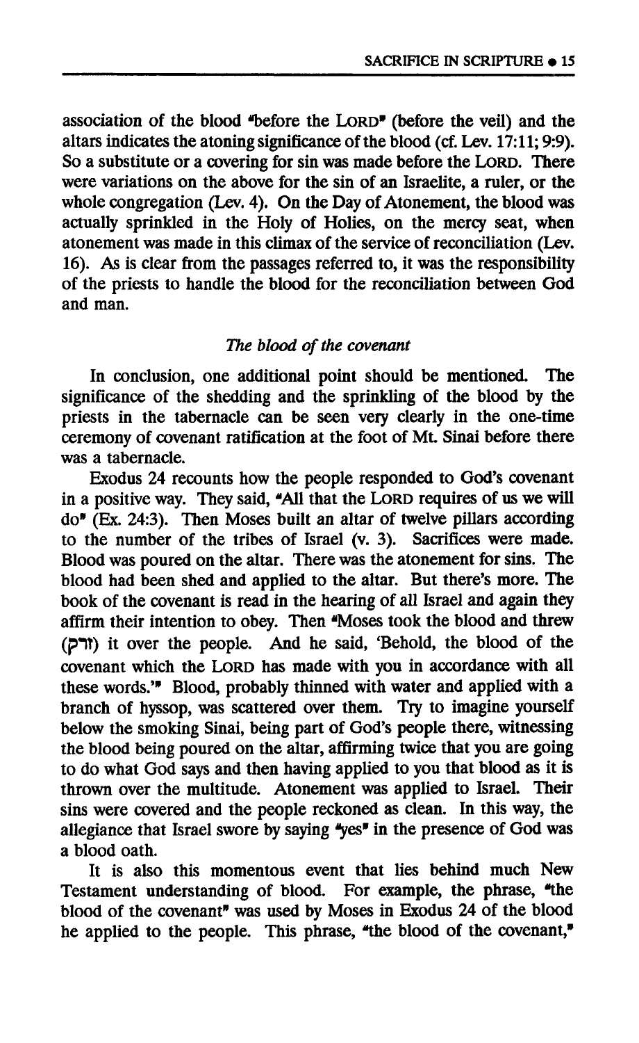association of the blood "before the LORD" (before the veil) and the altars indicates the atoning significance of the blood (cf. Lev. 17:11; 9:9). So a substitute or a covering for sin was made before the LORD. There were variations on the above for the sin of an Israelite, a ruler, or the whole congregation (Lev. 4). On the Day of Atonement, the blood was actually sprinkled in the Holy of Holies, on the mercy seat, when atonement was made in this climax of the service of reconciliation (Lev. 16). As is clear from the passages referred to, it was the responsibility of the priests to handle the blood for the reconciliation between God and man.

### *The blood of the covenant*

In conclusion, one additional point should be mentioned. The significance of the shedding and the sprinkling of the blood by the priests in the tabernacle can be seen very clearly in the one-time ceremony of covenant ratification at the foot of Mt. Sinai before there was a tabernacle.

Exodus 24 recounts how the people responded to God's covenant in a positive way. They said, "All that the LORD requires of us we will do" (Ex. 24:3). Then Moses built an altar of twelve pillars according to the number of the tribes of Israel (v. 3). Sacrifices were made. Blood was poured on the altar. There was the atonement for sins. The blood had been shed and applied to the altar. But there's more. The book of the covenant is read in the hearing of all Israel and again they affirm their intention to obey. Then "Moses took the blood and threw (זרק) it over the people. And he said, 'Behold, the blood of the covenant which the LORD has made with you in accordance with all these words.'" Blood, probably thinned with water and applied with a branch of hyssop, was scattered over them. Try to imagine yourself below the smoking Sinai, being part of God's people there, witnessing the blood being poured on the altar, affirming twice that you are going to do what God says and then having applied to you that blood as it is thrown over the multitude. Atonement was applied to Israel. Their sins were covered and the people reckoned as clean. In this way, the allegiance that Israel swore by saying "yes" in the presence of God was a blood oath.

It is also this momentous event that lies behind much New Testament understanding of blood. For example, the phrase, "the blood of the covenant" was used by Moses in Exodus 24 of the blood he applied to the people. This phrase, "the blood of the covenant,"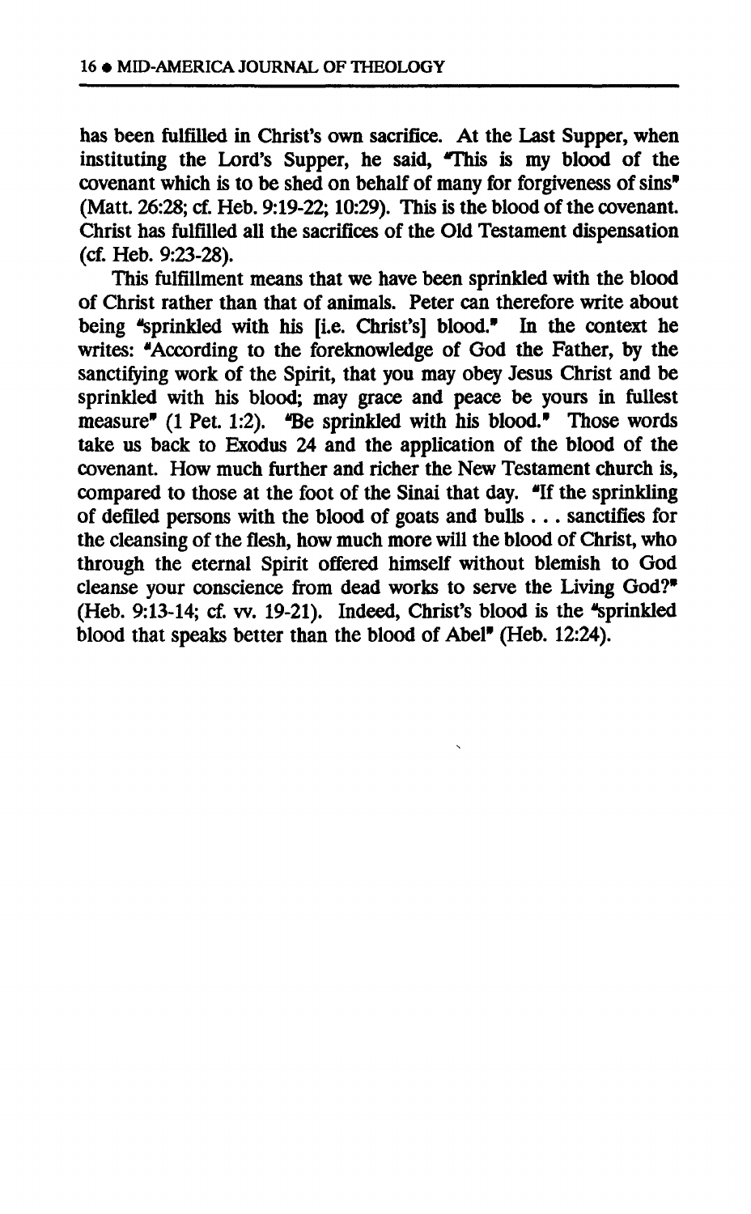has been fulfilled in Christ's own sacrifice. At the Last Supper, when instituting the Lord's Supper, he said, "This is my blood of the covenant which is to be shed on behalf of many for forgiveness of sins" (Matt. 26:28; cf. Heb. 9:19-22; 10:29). This is the blood of the covenant. Christ has fulfilled all the sacrifices of the Old Testament dispensation (cf. Heb. 9:23-28).

This fulfillment means that we have been sprinkled with the blood of Christ rather than that of animals. Peter can therefore write about being "sprinkled with his [i.e. Christ's] blood." In the context he writes: "According to the foreknowledge of God the Father, by the sanctifying work of the Spirit, that you may obey Jesus Christ and be sprinkled with his blood; may grace and peace be yours in fullest measure" (1 Pet. 1:2). "Be sprinkled with his blood." Those words take us back to Exodus 24 and the application of the blood of the covenant. How much further and richer the New Testament church is, compared to those at the foot of the Sinai that day. "If the sprinkling of defiled persons with the blood of goats and bulls . . . sanctifies for the cleansing of the flesh, how much more will the blood of Christ, who through the eternal Spirit offered himself without blemish to God cleanse your conscience from dead works to serve the Living God?" (Heb. 9:13-14; cf. vv. 19-21). Indeed, Christ's blood is the "sprinkled blood that speaks better than the blood of Abel" (Heb. 12:24).